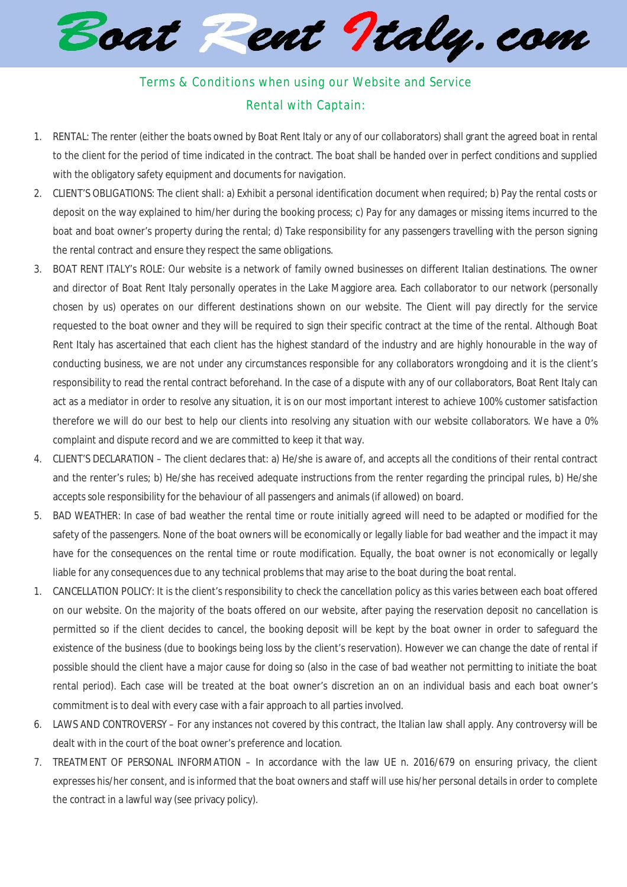# Boat Rent Italy.com

## Terms & Conditions when using our Website and Service

## Rental with Captain:

1. RENTAL: The renter (either the boats owned by Boat Rent Italy or any of our collaborators) shall grant the agreed boat in rental to the client for the period of time indicated in the contract. The boat shall be handed over in perfect conditions and supplied with the obligatory safety equipment and documents for navigation.
2. CLIENT'S OBLIGATIONS: The client shall: a) Exhibit a personal identification document when required; b) Pay the rental costs or deposit on the way explained to him/her during the booking process; c) Pay for any damages or missing items incurred to the boat and boat owner's property during the rental; d) Take responsibility for any passengers travelling with the person signing the rental contract and ensure they respect the same obligations.
3. BOAT RENT ITALY's ROLE: Our website is a network of family owned businesses on different Italian destinations. The owner and director of Boat Rent Italy personally operates in the Lake Maggiore area. Each collaborator to our network (personally chosen by us) operates on our different destinations shown on our website. The Client will pay directly for the service requested to the boat owner and they will be required to sign their specific contract at the time of the rental. Although Boat Rent Italy has ascertained that each client has the highest standard of the industry and are highly honourable in the way of conducting business, we are not under any circumstances responsible for any collaborators wrongdoing and it is the client's responsibility to read the rental contract beforehand. In the case of a dispute with any of our collaborators, Boat Rent Italy can act as a mediator in order to resolve any situation, it is on our most important interest to achieve 100% customer satisfaction therefore we will do our best to help our clients into resolving any situation with our website collaborators. We have a 0% complaint and dispute record and we are committed to keep it that way.
4. CLIENT'S DECLARATION – The client declares that: a) He/she is aware of, and accepts all the conditions of their rental contract and the renter's rules; b) He/she has received adequate instructions from the renter regarding the principal rules, b) He/she accepts sole responsibility for the behaviour of all passengers and animals (if allowed) on board.
5. BAD WEATHER: In case of bad weather the rental time or route initially agreed will need to be adapted or modified for the safety of the passengers. None of the boat owners will be economically or legally liable for bad weather and the impact it may have for the consequences on the rental time or route modification. Equally, the boat owner is not economically or legally liable for any consequences due to any technical problems that may arise to the boat during the boat rental.

1. CANCELLATION POLICY: It is the client's responsibility to check the cancellation policy as this varies between each boat offered on our website. On the majority of the boats offered on our website, after paying the reservation deposit no cancellation is permitted so if the client decides to cancel, the booking deposit will be kept by the boat owner in order to safeguard the existence of the business (due to bookings being loss by the client's reservation). However we can change the date of rental if possible should the client have a major cause for doing so (also in the case of bad weather not permitting to initiate the boat rental period). Each case will be treated at the boat owner's discretion an on an individual basis and each boat owner's commitment is to deal with every case with a fair approach to all parties involved.

6. LAWS AND CONTROVERSY – For any instances not covered by this contract, the Italian law shall apply. Any controversy will be dealt with in the court of the boat owner's preference and location.
7. TREATMENT OF PERSONAL INFORMATION – In accordance with the law UE n. 2016/679 on ensuring privacy, the client expresses his/her consent, and is informed that the boat owners and staff will use his/her personal details in order to complete the contract in a lawful way (see privacy policy).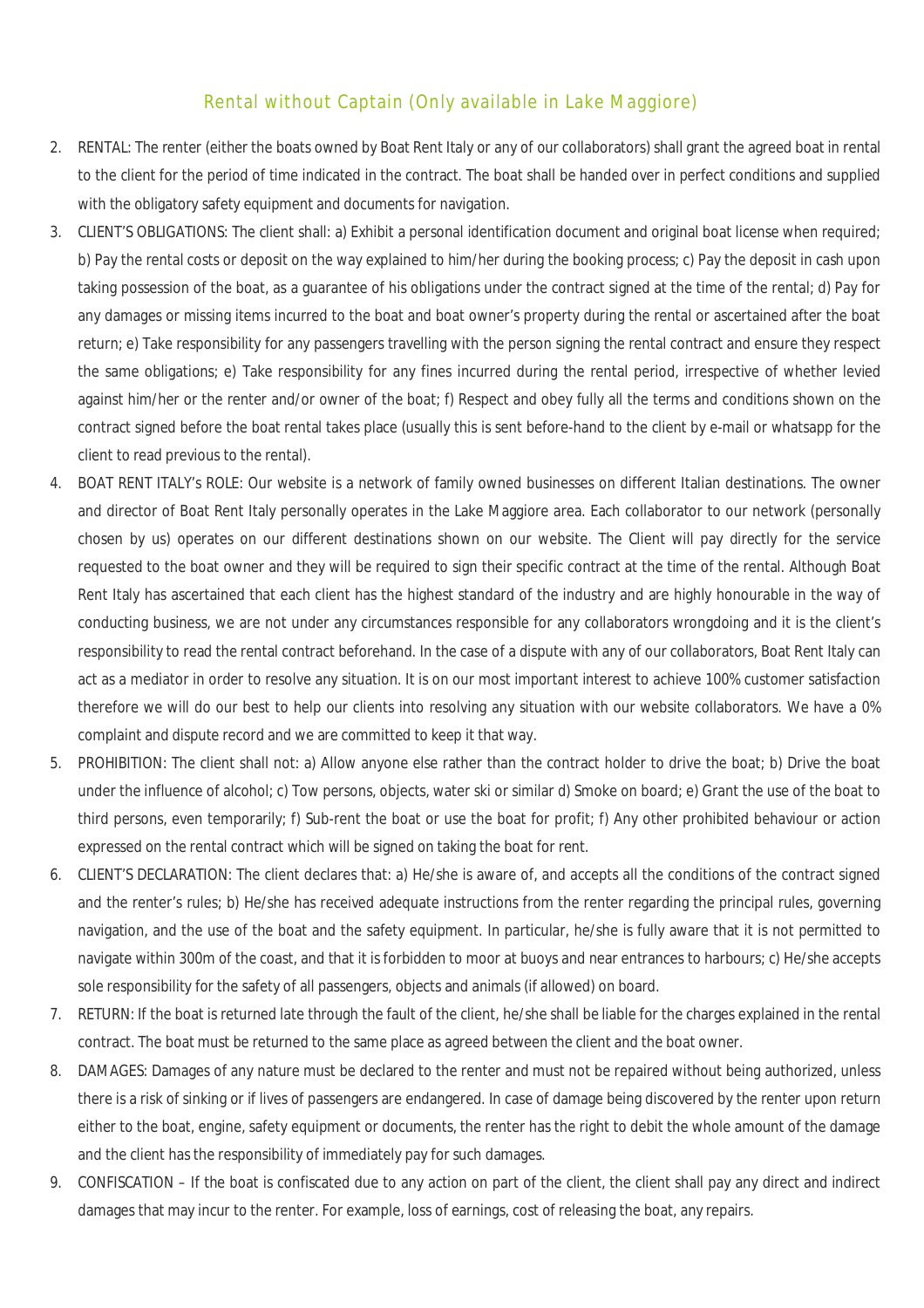## Rental without Captain (Only available in Lake Maggiore)

2. RENTAL: The renter (either the boats owned by Boat Rent Italy or any of our collaborators) shall grant the agreed boat in rental to the client for the period of time indicated in the contract. The boat shall be handed over in perfect conditions and supplied with the obligatory safety equipment and documents for navigation.
3. CLIENT'S OBLIGATIONS: The client shall: a) Exhibit a personal identification document and original boat license when required; b) Pay the rental costs or deposit on the way explained to him/her during the booking process; c) Pay the deposit in cash upon taking possession of the boat, as a guarantee of his obligations under the contract signed at the time of the rental; d) Pay for any damages or missing items incurred to the boat and boat owner's property during the rental or ascertained after the boat return; e) Take responsibility for any passengers travelling with the person signing the rental contract and ensure they respect the same obligations; e) Take responsibility for any fines incurred during the rental period, irrespective of whether levied against him/her or the renter and/or owner of the boat; f) Respect and obey fully all the terms and conditions shown on the contract signed before the boat rental takes place (usually this is sent before-hand to the client by e-mail or whatsapp for the client to read previous to the rental).
4. BOAT RENT ITALY's ROLE: Our website is a network of family owned businesses on different Italian destinations. The owner and director of Boat Rent Italy personally operates in the Lake Maggiore area. Each collaborator to our network (personally chosen by us) operates on our different destinations shown on our website. The Client will pay directly for the service requested to the boat owner and they will be required to sign their specific contract at the time of the rental. Although Boat Rent Italy has ascertained that each client has the highest standard of the industry and are highly honourable in the way of conducting business, we are not under any circumstances responsible for any collaborators wrongdoing and it is the client's responsibility to read the rental contract beforehand. In the case of a dispute with any of our collaborators, Boat Rent Italy can act as a mediator in order to resolve any situation. It is on our most important interest to achieve 100% customer satisfaction therefore we will do our best to help our clients into resolving any situation with our website collaborators. We have a 0% complaint and dispute record and we are committed to keep it that way.
5. PROHIBITION: The client shall not: a) Allow anyone else rather than the contract holder to drive the boat; b) Drive the boat under the influence of alcohol; c) Tow persons, objects, water ski or similar d) Smoke on board; e) Grant the use of the boat to third persons, even temporarily; f) Sub-rent the boat or use the boat for profit; f) Any other prohibited behaviour or action expressed on the rental contract which will be signed on taking the boat for rent.
6. CLIENT'S DECLARATION: The client declares that: a) He/she is aware of, and accepts all the conditions of the contract signed and the renter's rules; b) He/she has received adequate instructions from the renter regarding the principal rules, governing navigation, and the use of the boat and the safety equipment. In particular, he/she is fully aware that it is not permitted to navigate within 300m of the coast, and that it is forbidden to moor at buoys and near entrances to harbours; c) He/she accepts sole responsibility for the safety of all passengers, objects and animals (if allowed) on board.
7. RETURN: If the boat is returned late through the fault of the client, he/she shall be liable for the charges explained in the rental contract. The boat must be returned to the same place as agreed between the client and the boat owner.
8. DAMAGES: Damages of any nature must be declared to the renter and must not be repaired without being authorized, unless there is a risk of sinking or if lives of passengers are endangered. In case of damage being discovered by the renter upon return either to the boat, engine, safety equipment or documents, the renter has the right to debit the whole amount of the damage and the client has the responsibility of immediately pay for such damages.
9. CONFISCATION – If the boat is confiscated due to any action on part of the client, the client shall pay any direct and indirect damages that may incur to the renter. For example, loss of earnings, cost of releasing the boat, any repairs.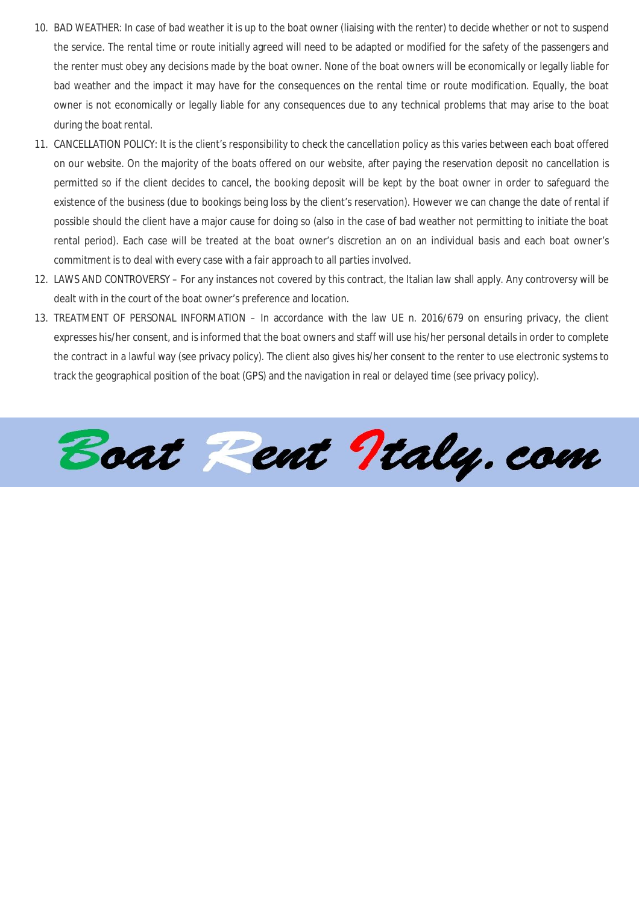10. BAD WEATHER: In case of bad weather it is up to the boat owner (liaising with the renter) to decide whether or not to suspend the service. The rental time or route initially agreed will need to be adapted or modified for the safety of the passengers and the renter must obey any decisions made by the boat owner. None of the boat owners will be economically or legally liable for bad weather and the impact it may have for the consequences on the rental time or route modification. Equally, the boat owner is not economically or legally liable for any consequences due to any technical problems that may arise to the boat during the boat rental.
11. CANCELLATION POLICY: It is the client's responsibility to check the cancellation policy as this varies between each boat offered on our website. On the majority of the boats offered on our website, after paying the reservation deposit no cancellation is permitted so if the client decides to cancel, the booking deposit will be kept by the boat owner in order to safeguard the existence of the business (due to bookings being loss by the client's reservation). However we can change the date of rental if possible should the client have a major cause for doing so (also in the case of bad weather not permitting to initiate the boat rental period). Each case will be treated at the boat owner's discretion an on an individual basis and each boat owner's commitment is to deal with every case with a fair approach to all parties involved.
12. LAWS AND CONTROVERSY – For any instances not covered by this contract, the Italian law shall apply. Any controversy will be dealt with in the court of the boat owner's preference and location.
13. TREATMENT OF PERSONAL INFORMATION – In accordance with the law UE n. 2016/679 on ensuring privacy, the client expresses his/her consent, and is informed that the boat owners and staff will use his/her personal details in order to complete the contract in a lawful way (see privacy policy). The client also gives his/her consent to the renter to use electronic systems to track the geographical position of the boat (GPS) and the navigation in real or delayed time (see privacy policy).

Boat Rent Italy.com